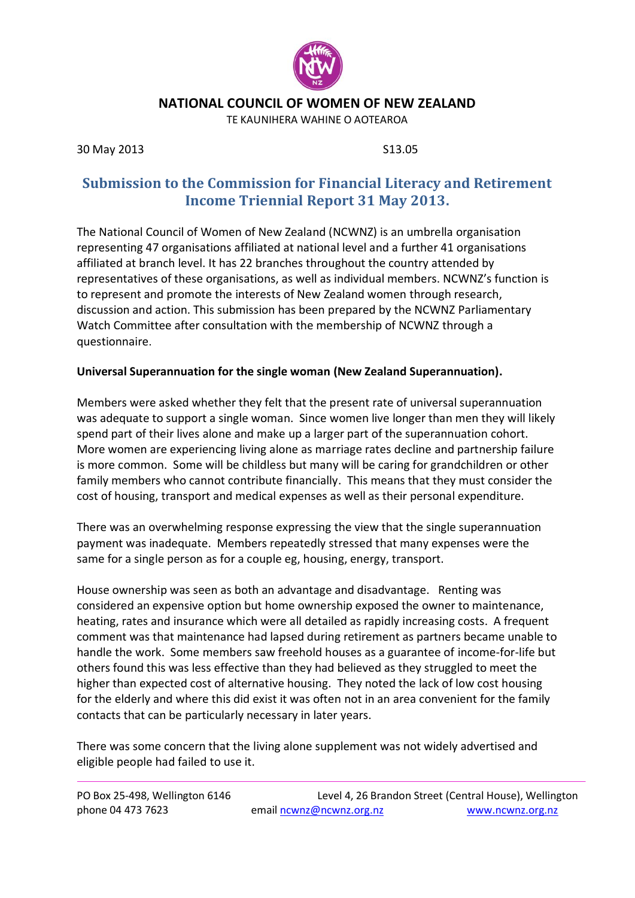**NATIONAL COUNCIL OF WOMEN OF NEW ZEALAND**

TE KAUNIHERA WAHINE O AOTEAROA

30 May 2013 S13.05

# Submission to the Commission for Financial Literacy and Retirement Income Triennial Report 31 May 2013.

The National Council of Women of New Zealand (NCWNZ) is an umbrella organisation representing 47 organisations affiliated at national level and a further 41 organisations affiliated at branch level. It has 22 branches throughout the country attended by representatives of these organisations, as well as individual members. NCWNZ's function is to represent and promote the interests of New Zealand women through research, discussion and action. This submission has been prepared by the NCWNZ Parliamentary Watch Committee after consultation with the membership of NCWNZ through a questionnaire.

**Universal Superannuation for the single woman (New Zealand Superannuation).**

Members were asked whether they felt that the present rate of universal superannuation was adequate to support a single woman. Since women live longer than men they will likely spend part of their lives alone and make up a larger part of the superannuation cohort. More women are experiencing living alone as marriage rates decline and partnership failure is more common. Some will be childless but many will be caring for grandchildren or other family members who cannot contribute financially. This means that they must consider the cost of housing, transport and medical expenses as well as their personal expenditure.

There was an overwhelming response expressing the view that the single superannuation payment was inadequate. Members repeatedly stressed that many expenses were the same for a single person as for a couple eg, housing, energy, transport.

House ownership was seen as both an advantage and disadvantage. Renting was considered an expensive option but home ownership exposed the owner to maintenance, heating, rates and insurance which were all detailed as rapidly increasing costs. A frequent comment was that maintenance had lapsed during retirement as partners became unable to handle the work. Some members saw freehold houses as a guarantee of income-for-life but others found this was less effective than they had believed as they struggled to meet the higher than expected cost of alternative housing. They noted the lack of low cost housing for the elderly and where this did exist it was often not in an area convenient for the family contacts that can be particularly necessary in later years.

There was some concern that the living alone supplement was not widely advertised and eligible people had failed to use it.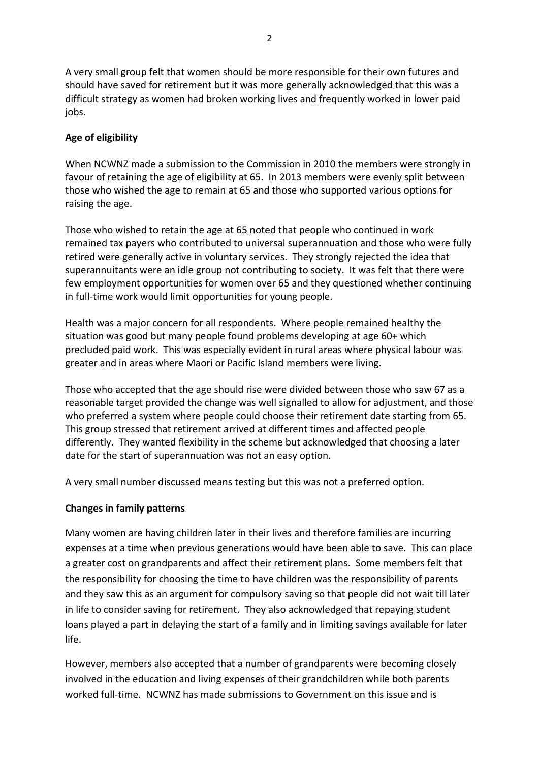A very small group felt that women should be more responsible for their own futures and should have saved for retirement but it was more generally acknowledged that this was a difficult strategy as women had broken working lives and frequently worked in lower paid jobs.

**Age of eligibility**

When NCWNZ made a submission to the Commission in 2010 the members were strongly in favour of retaining the age of eligibility at 65. In 2013 members were evenly split between those who wished the age to remain at 65 and those who supported various options for raising the age.

Those who wished to retain the age at 65 noted that people who continued in work remained tax payers who contributed to universal superannuation and those who were fully retired were generally active in voluntary services. They strongly rejected the idea that superannuitants were an idle group not contributing to society. It was felt that there were few employment opportunities for women over 65 and they questioned whether continuing in full-time work would limit opportunities for young people.

Health was a major concern for all respondents. Where people remained healthy the situation was good but many people found problems developing at age 60+ which precluded paid work. This was especially evident in rural areas where physical labour was greater and in areas where Maori or Pacific Island members were living.

Those who accepted that the age should rise were divided between those who saw 67 as a reasonable target provided the change was well signalled to allow for adjustment, and those who preferred a system where people could choose their retirement date starting from 65. This group stressed that retirement arrived at different times and affected people differently. They wanted flexibility in the scheme but acknowledged that choosing a later date for the start of superannuation was not an easy option.

A very small number discussed means testing but this was not a preferred option.

**Changes in family patterns**

Many women are having children later in their lives and therefore families are incurring expenses at a time when previous generations would have been able to save. This can place a greater cost on grandparents and affect their retirement plans. Some members felt that the responsibility for choosing the time to have children was the responsibility of parents and they saw this as an argument for compulsory saving so that people did not wait till later in life to consider saving for retirement. They also acknowledged that repaying student loans played a part in delaying the start of a family and in limiting savings available for later life.

However, members also accepted that a number of grandparents were becoming closely involved in the education and living expenses of their grandchildren while both parents worked full-time. NCWNZ has made submissions to Government on this issue and is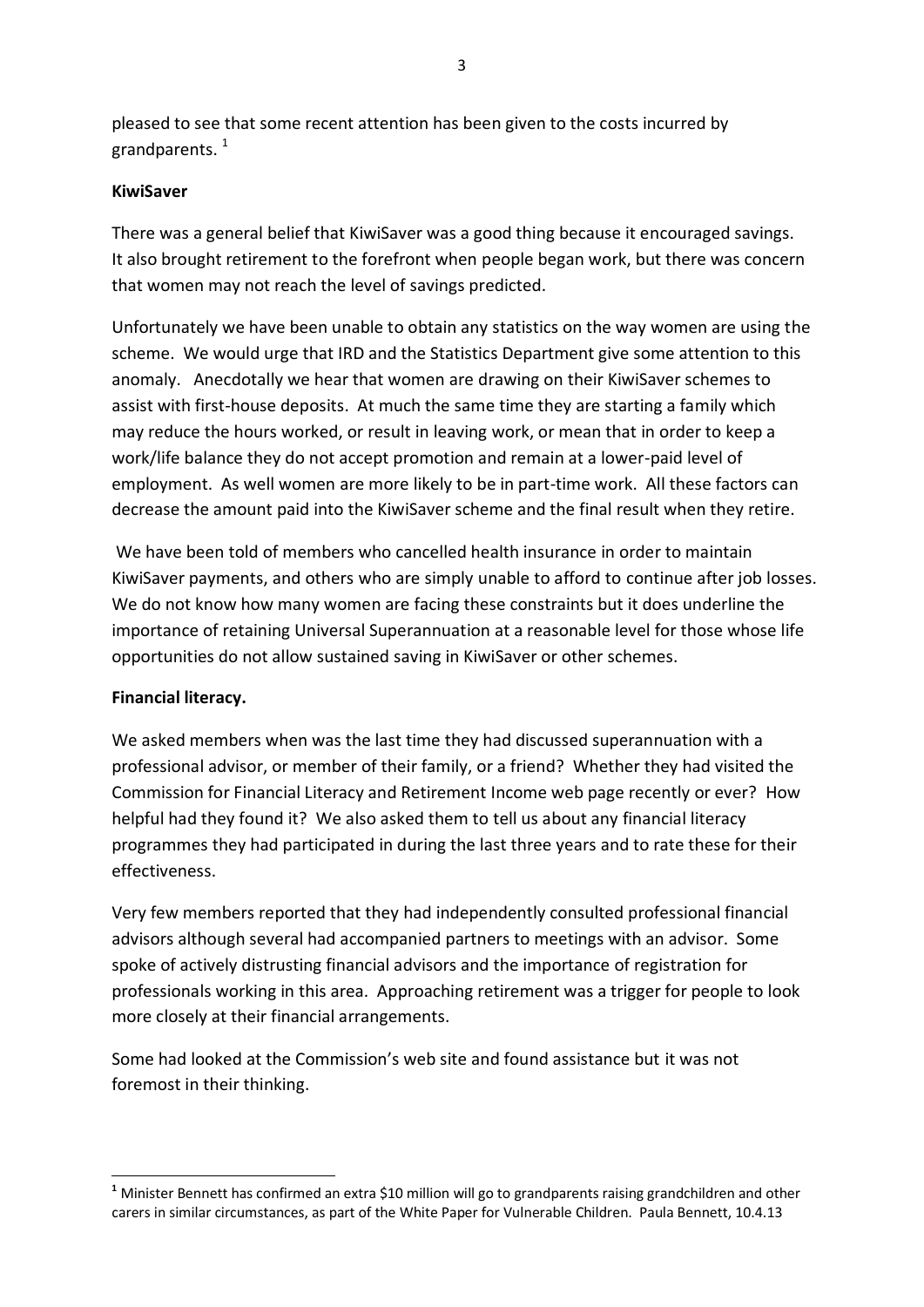pleased to see that some recent attention has been given to the costs incurred by grandparents. [1]

**KiwiSaver**

There was a general belief that KiwiSaver was a good thing because it encouraged savings. It also brought retirement to the forefront when people began work, but there was concern that women may not reach the level of savings predicted.

Unfortunately we have been unable to obtain any statistics on the way women are using the scheme. We would urge that IRD and the Statistics Department give some attention to this anomaly. Anecdotally we hear that women are drawing on their KiwiSaver schemes to assist with first-house deposits. At much the same time they are starting a family which may reduce the hours worked, or result in leaving work, or mean that in order to keep a work/life balance they do not accept promotion and remain at a lower-paid level of employment. As well women are more likely to be in part-time work. All these factors can decrease the amount paid into the KiwiSaver scheme and the final result when they retire.

We have been told of members who cancelled health insurance in order to maintain KiwiSaver payments, and others who are simply unable to afford to continue after job losses. We do not know how many women are facing these constraints but it does underline the importance of retaining Universal Superannuation at a reasonable level for those whose life opportunities do not allow sustained saving in KiwiSaver or other schemes.

**Financial literacy.**

We asked members when was the last time they had discussed superannuation with a professional advisor, or member of their family, or a friend? Whether they had visited the Commission for Financial Literacy and Retirement Income web page recently or ever? How helpful had they found it? We also asked them to tell us about any financial literacy programmes they had participated in during the last three years and to rate these for their effectiveness.

Very few members reported that they had independently consulted professional financial advisors although several had accompanied partners to meetings with an advisor. Some spoke of actively distrusting financial advisors and the importance of registration for professionals working in this area. Approaching retirement was a trigger for people to look more closely at their financial arrangements.

Some had looked at the Commission's web site and found assistance but it was not foremost in their thinking.

---

[1] Minister Bennett has confirmed an extra $10 million will go to grandparents raising grandchildren and other carers in similar circumstances, as part of the White Paper for Vulnerable Children. Paula Bennett, 10.4.13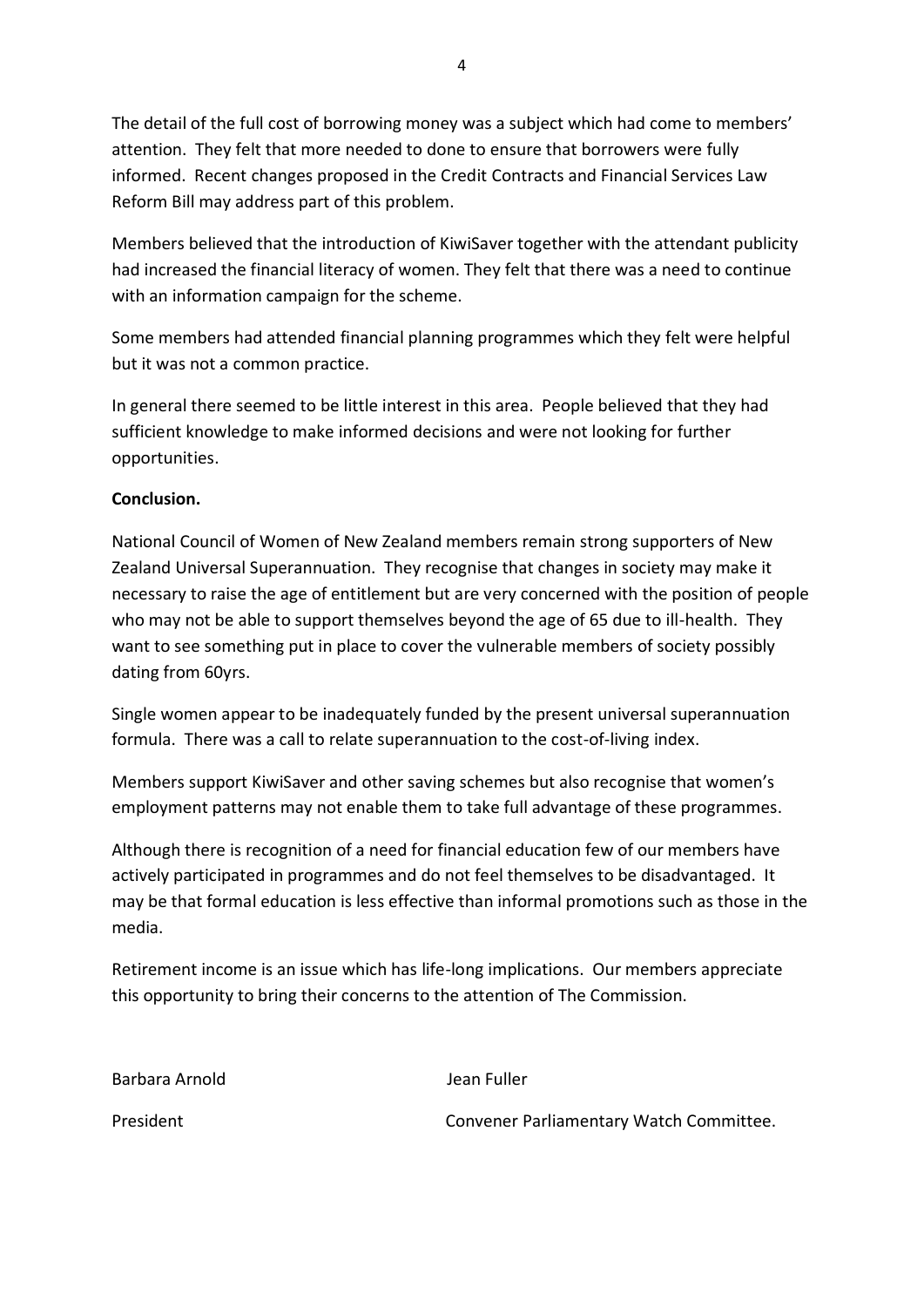The detail of the full cost of borrowing money was a subject which had come to members' attention. They felt that more needed to done to ensure that borrowers were fully informed. Recent changes proposed in the Credit Contracts and Financial Services Law Reform Bill may address part of this problem.

Members believed that the introduction of KiwiSaver together with the attendant publicity had increased the financial literacy of women. They felt that there was a need to continue with an information campaign for the scheme.

Some members had attended financial planning programmes which they felt were helpful but it was not a common practice.

In general there seemed to be little interest in this area. People believed that they had sufficient knowledge to make informed decisions and were not looking for further opportunities.

**Conclusion.**

National Council of Women of New Zealand members remain strong supporters of New Zealand Universal Superannuation. They recognise that changes in society may make it necessary to raise the age of entitlement but are very concerned with the position of people who may not be able to support themselves beyond the age of 65 due to ill-health. They want to see something put in place to cover the vulnerable members of society possibly dating from 60yrs.

Single women appear to be inadequately funded by the present universal superannuation formula. There was a call to relate superannuation to the cost-of-living index.

Members support KiwiSaver and other saving schemes but also recognise that women's employment patterns may not enable them to take full advantage of these programmes.

Although there is recognition of a need for financial education few of our members have actively participated in programmes and do not feel themselves to be disadvantaged. It may be that formal education is less effective than informal promotions such as those in the media.

Retirement income is an issue which has life-long implications. Our members appreciate this opportunity to bring their concerns to the attention of The Commission.

Barbara Arnold
President

Jean Fuller
Convener Parliamentary Watch Committee.